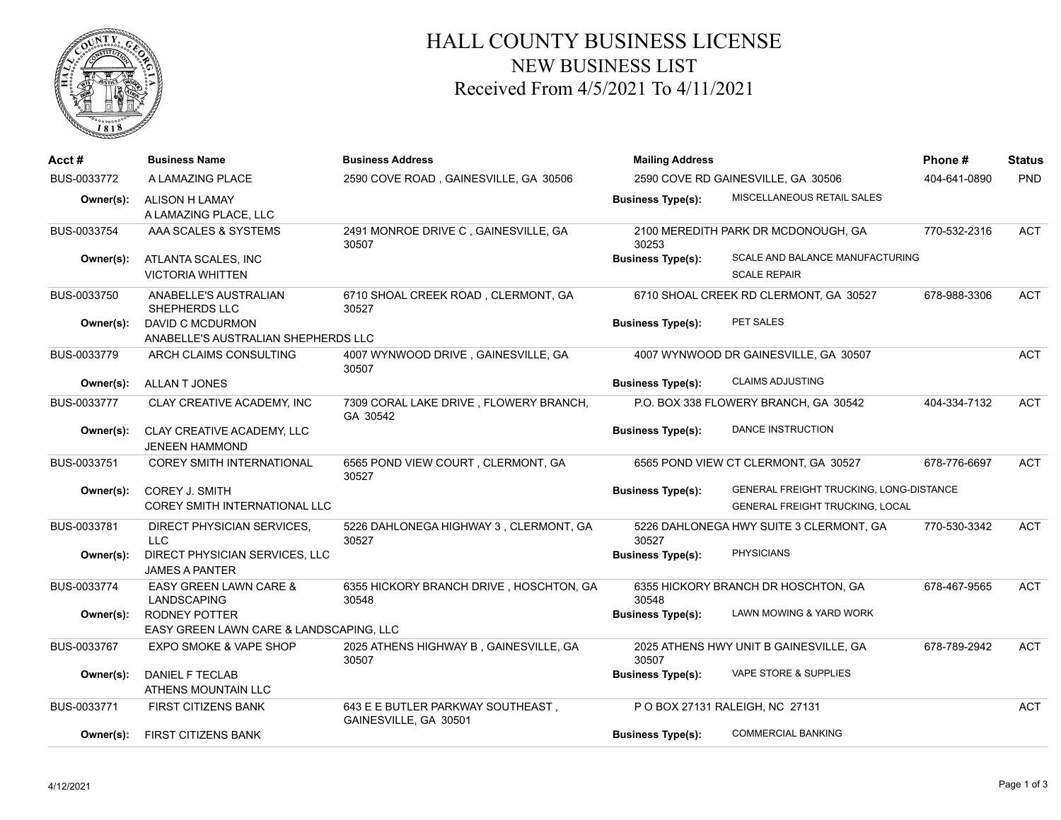# HALL COUNTY BUSINESS LICENSE

## NEW BUSINESS LIST

## Received From 4/5/2021 To 4/11/2021

| Acct # | Business Name | Business Address | Mailing Address | Phone # | Status |
|---|---|---|---|---|---|
| BUS-0033772 | A LAMAZING PLACE | 2590 COVE ROAD , GAINESVILLE, GA 30506 | 2590 COVE RD GAINESVILLE, GA 30506 | 404-641-0890 | PND |
| Owner(s): | ALISON H LAMAY<br>A LAMAZING PLACE, LLC | | Business Type(s): MISCELLANEOUS RETAIL SALES | | |
| BUS-0033754 | AAA SCALES & SYSTEMS | 2491 MONROE DRIVE C , GAINESVILLE, GA 30507 | 2100 MEREDITH PARK DR MCDONOUGH, GA 30253 | 770-532-2316 | ACT |
| Owner(s): | ATLANTA SCALES, INC<br>VICTORIA WHITTEN | | Business Type(s): SCALE AND BALANCE MANUFACTURING<br>SCALE REPAIR | | |
| BUS-0033750 | ANABELLE'S AUSTRALIAN SHEPHERDS LLC | 6710 SHOAL CREEK ROAD , CLERMONT, GA 30527 | 6710 SHOAL CREEK RD CLERMONT, GA 30527 | 678-988-3306 | ACT |
| Owner(s): | DAVID C MCDURMON<br>ANABELLE'S AUSTRALIAN SHEPHERDS LLC | | Business Type(s): PET SALES | | |
| BUS-0033779 | ARCH CLAIMS CONSULTING | 4007 WYNWOOD DRIVE , GAINESVILLE, GA 30507 | 4007 WYNWOOD DR GAINESVILLE, GA 30507 | | ACT |
| Owner(s): | ALLAN T JONES | | Business Type(s): CLAIMS ADJUSTING | | |
| BUS-0033777 | CLAY CREATIVE ACADEMY, INC | 7309 CORAL LAKE DRIVE , FLOWERY BRANCH, GA 30542 | P.O. BOX 338 FLOWERY BRANCH, GA 30542 | 404-334-7132 | ACT |
| Owner(s): | CLAY CREATIVE ACADEMY, LLC<br>JENEEN HAMMOND | | Business Type(s): DANCE INSTRUCTION | | |
| BUS-0033751 | COREY SMITH INTERNATIONAL | 6565 POND VIEW COURT , CLERMONT, GA 30527 | 6565 POND VIEW CT CLERMONT, GA 30527 | 678-776-6697 | ACT |
| Owner(s): | COREY J. SMITH<br>COREY SMITH INTERNATIONAL LLC | | Business Type(s): GENERAL FREIGHT TRUCKING, LONG-DISTANCE<br>GENERAL FREIGHT TRUCKING, LOCAL | | |
| BUS-0033781 | DIRECT PHYSICIAN SERVICES, LLC | 5226 DAHLONEGA HIGHWAY 3 , CLERMONT, GA 30527 | 5226 DAHLONEGA HWY SUITE 3 CLERMONT, GA 30527 | 770-530-3342 | ACT |
| Owner(s): | DIRECT PHYSICIAN SERVICES, LLC<br>JAMES A PANTER | | Business Type(s): PHYSICIANS | | |
| BUS-0033774 | EASY GREEN LAWN CARE & LANDSCAPING | 6355 HICKORY BRANCH DRIVE , HOSCHTON, GA 30548 | 6355 HICKORY BRANCH DR HOSCHTON, GA 30548 | 678-467-9565 | ACT |
| Owner(s): | RODNEY POTTER<br>EASY GREEN LAWN CARE & LANDSCAPING, LLC | | Business Type(s): LAWN MOWING & YARD WORK | | |
| BUS-0033767 | EXPO SMOKE & VAPE SHOP | 2025 ATHENS HIGHWAY B , GAINESVILLE, GA 30507 | 2025 ATHENS HWY UNIT B GAINESVILLE, GA 30507 | 678-789-2942 | ACT |
| Owner(s): | DANIEL F TECLAB<br>ATHENS MOUNTAIN LLC | | Business Type(s): VAPE STORE & SUPPLIES | | |
| BUS-0033771 | FIRST CITIZENS BANK | 643 E E BUTLER PARKWAY SOUTHEAST , GAINESVILLE, GA 30501 | P O BOX 27131 RALEIGH, NC 27131 | | ACT |
| Owner(s): | FIRST CITIZENS BANK | | Business Type(s): COMMERCIAL BANKING | | |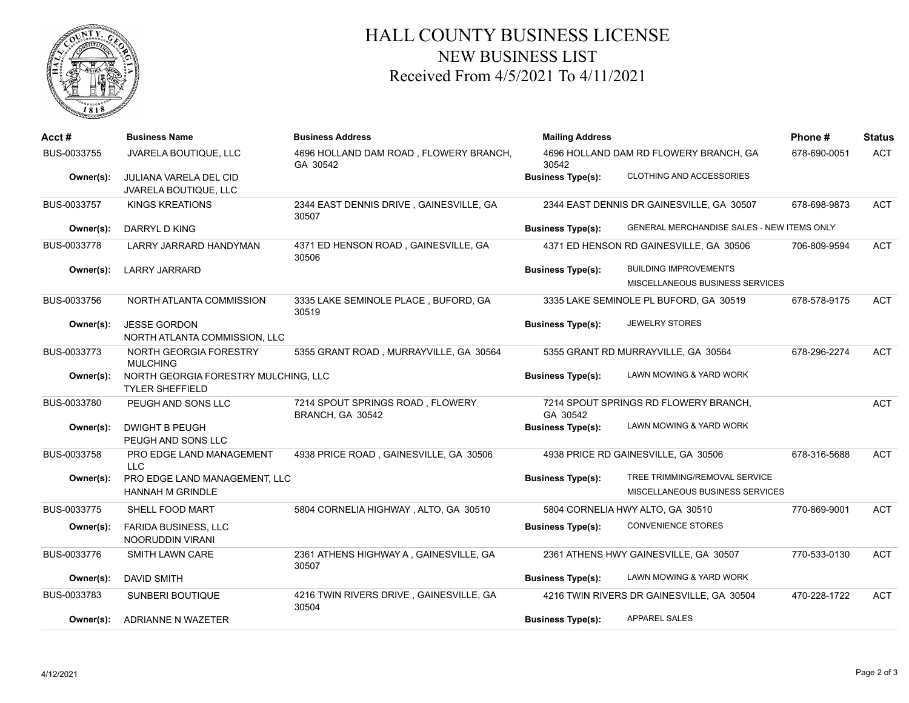# HALL COUNTY BUSINESS LICENSE
## NEW BUSINESS LIST
### Received From 4/5/2021 To 4/11/2021

| Acct # | Business Name | Business Address | Mailing Address | | Phone # | Status |
|---|---|---|---|---|---|---|
| BUS-0033755 | JVARELA BOUTIQUE, LLC | 4696 HOLLAND DAM ROAD , FLOWERY BRANCH, GA 30542 | 4696 HOLLAND DAM RD FLOWERY BRANCH, GA 30542 | | 678-690-0051 | ACT |
| Owner(s): | JULIANA VARELA DEL CID<br>JVARELA BOUTIQUE, LLC | | Business Type(s): | CLOTHING AND ACCESSORIES | | |
| BUS-0033757 | KINGS KREATIONS | 2344 EAST DENNIS DRIVE , GAINESVILLE, GA 30507 | 2344 EAST DENNIS DR GAINESVILLE, GA 30507 | | 678-698-9873 | ACT |
| Owner(s): | DARRYL D KING | | Business Type(s): | GENERAL MERCHANDISE SALES - NEW ITEMS ONLY | | |
| BUS-0033778 | LARRY JARRARD HANDYMAN | 4371 ED HENSON ROAD , GAINESVILLE, GA 30506 | 4371 ED HENSON RD GAINESVILLE, GA 30506 | | 706-809-9594 | ACT |
| Owner(s): | LARRY JARRARD | | Business Type(s): | BUILDING IMPROVEMENTS<br>MISCELLANEOUS BUSINESS SERVICES | | |
| BUS-0033756 | NORTH ATLANTA COMMISSION | 3335 LAKE SEMINOLE PLACE , BUFORD, GA 30519 | 3335 LAKE SEMINOLE PL BUFORD, GA 30519 | | 678-578-9175 | ACT |
| Owner(s): | JESSE GORDON<br>NORTH ATLANTA COMMISSION, LLC | | Business Type(s): | JEWELRY STORES | | |
| BUS-0033773 | NORTH GEORGIA FORESTRY MULCHING | 5355 GRANT ROAD , MURRAYVILLE, GA 30564 | 5355 GRANT RD MURRAYVILLE, GA 30564 | | 678-296-2274 | ACT |
| Owner(s): | NORTH GEORGIA FORESTRY MULCHING, LLC<br>TYLER SHEFFIELD | | Business Type(s): | LAWN MOWING & YARD WORK | | |
| BUS-0033780 | PEUGH AND SONS LLC | 7214 SPOUT SPRINGS ROAD , FLOWERY BRANCH, GA 30542 | 7214 SPOUT SPRINGS RD FLOWERY BRANCH, GA 30542 | | | ACT |
| Owner(s): | DWIGHT B PEUGH<br>PEUGH AND SONS LLC | | Business Type(s): | LAWN MOWING & YARD WORK | | |
| BUS-0033758 | PRO EDGE LAND MANAGEMENT LLC | 4938 PRICE ROAD , GAINESVILLE, GA 30506 | 4938 PRICE RD GAINESVILLE, GA 30506 | | 678-316-5688 | ACT |
| Owner(s): | PRO EDGE LAND MANAGEMENT, LLC<br>HANNAH M GRINDLE | | Business Type(s): | TREE TRIMMING/REMOVAL SERVICE<br>MISCELLANEOUS BUSINESS SERVICES | | |
| BUS-0033775 | SHELL FOOD MART | 5804 CORNELIA HIGHWAY , ALTO, GA 30510 | 5804 CORNELIA HWY ALTO, GA 30510 | | 770-869-9001 | ACT |
| Owner(s): | FARIDA BUSINESS, LLC<br>NOORUDDIN VIRANI | | Business Type(s): | CONVENIENCE STORES | | |
| BUS-0033776 | SMITH LAWN CARE | 2361 ATHENS HIGHWAY A , GAINESVILLE, GA 30507 | 2361 ATHENS HWY GAINESVILLE, GA 30507 | | 770-533-0130 | ACT |
| Owner(s): | DAVID SMITH | | Business Type(s): | LAWN MOWING & YARD WORK | | |
| BUS-0033783 | SUNBERI BOUTIQUE | 4216 TWIN RIVERS DRIVE , GAINESVILLE, GA 30504 | 4216 TWIN RIVERS DR GAINESVILLE, GA 30504 | | 470-228-1722 | ACT |
| Owner(s): | ADRIANNE N WAZETER | | Business Type(s): | APPAREL SALES | | |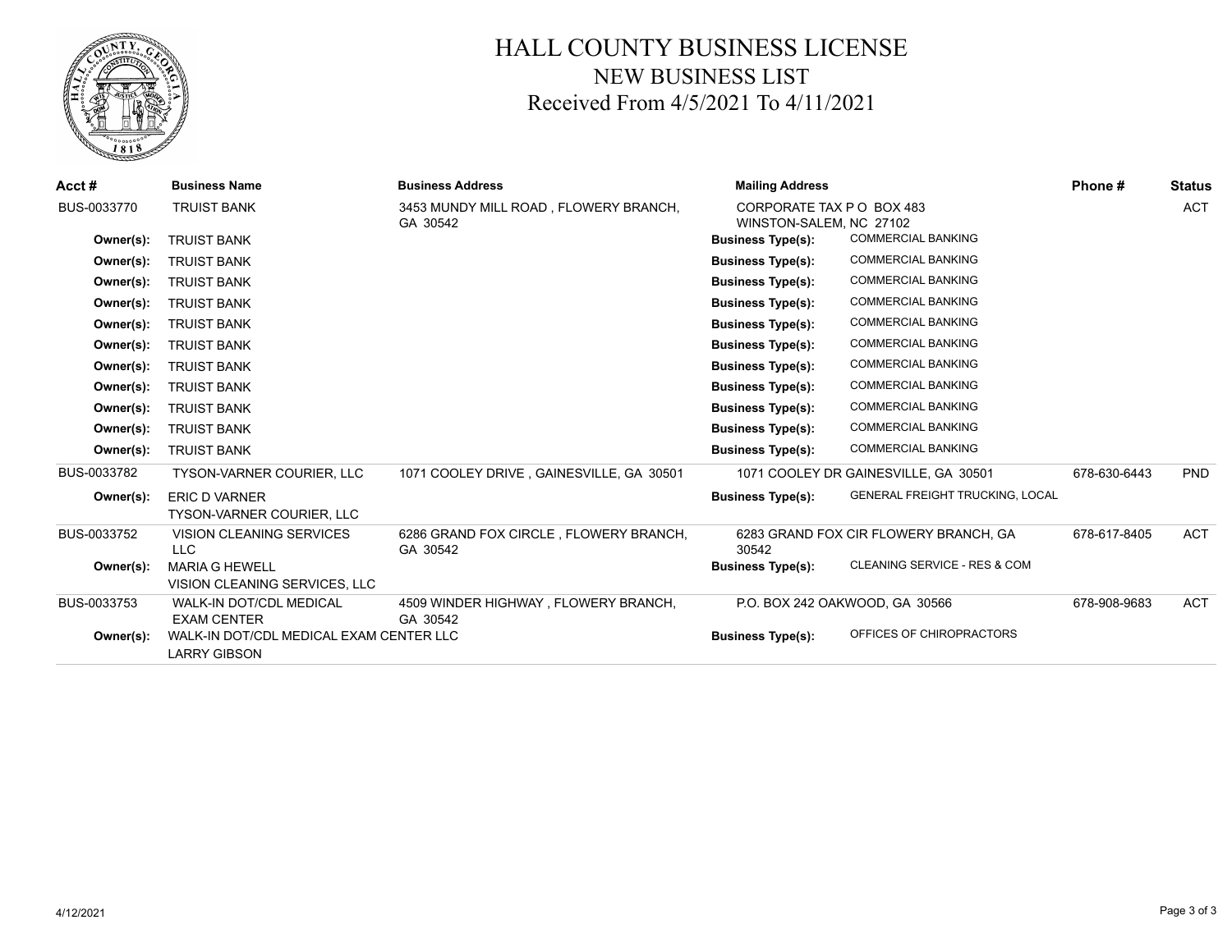# HALL COUNTY BUSINESS LICENSE
## NEW BUSINESS LIST
## Received From 4/5/2021 To 4/11/2021

| Acct # | Business Name | Business Address | Mailing Address | | Phone # | Status |
|---|---|---|---|---|---|---|
| BUS-0033770 | TRUIST BANK | 3453 MUNDY MILL ROAD , FLOWERY BRANCH, GA 30542 | CORPORATE TAX P O BOX 483 WINSTON-SALEM, NC 27102 | | | ACT |
| Owner(s): | TRUIST BANK | | Business Type(s): | COMMERCIAL BANKING | | |
| Owner(s): | TRUIST BANK | | Business Type(s): | COMMERCIAL BANKING | | |
| Owner(s): | TRUIST BANK | | Business Type(s): | COMMERCIAL BANKING | | |
| Owner(s): | TRUIST BANK | | Business Type(s): | COMMERCIAL BANKING | | |
| Owner(s): | TRUIST BANK | | Business Type(s): | COMMERCIAL BANKING | | |
| Owner(s): | TRUIST BANK | | Business Type(s): | COMMERCIAL BANKING | | |
| Owner(s): | TRUIST BANK | | Business Type(s): | COMMERCIAL BANKING | | |
| Owner(s): | TRUIST BANK | | Business Type(s): | COMMERCIAL BANKING | | |
| Owner(s): | TRUIST BANK | | Business Type(s): | COMMERCIAL BANKING | | |
| Owner(s): | TRUIST BANK | | Business Type(s): | COMMERCIAL BANKING | | |
| Owner(s): | TRUIST BANK | | Business Type(s): | COMMERCIAL BANKING | | |
| BUS-0033782 | TYSON-VARNER COURIER, LLC | 1071 COOLEY DRIVE , GAINESVILLE, GA 30501 | 1071 COOLEY DR GAINESVILLE, GA 30501 | | 678-630-6443 | PND |
| Owner(s): | ERIC D VARNER TYSON-VARNER COURIER, LLC | | Business Type(s): | GENERAL FREIGHT TRUCKING, LOCAL | | |
| BUS-0033752 | VISION CLEANING SERVICES LLC | 6286 GRAND FOX CIRCLE , FLOWERY BRANCH, GA 30542 | 6283 GRAND FOX CIR FLOWERY BRANCH, GA 30542 | | 678-617-8405 | ACT |
| Owner(s): | MARIA G HEWELL VISION CLEANING SERVICES, LLC | | Business Type(s): | CLEANING SERVICE - RES & COM | | |
| BUS-0033753 | WALK-IN DOT/CDL MEDICAL EXAM CENTER | 4509 WINDER HIGHWAY , FLOWERY BRANCH, GA 30542 | P.O. BOX 242 OAKWOOD, GA 30566 | | 678-908-9683 | ACT |
| Owner(s): | WALK-IN DOT/CDL MEDICAL EXAM CENTER LLC LARRY GIBSON | | Business Type(s): | OFFICES OF CHIROPRACTORS | | |

4/12/2021